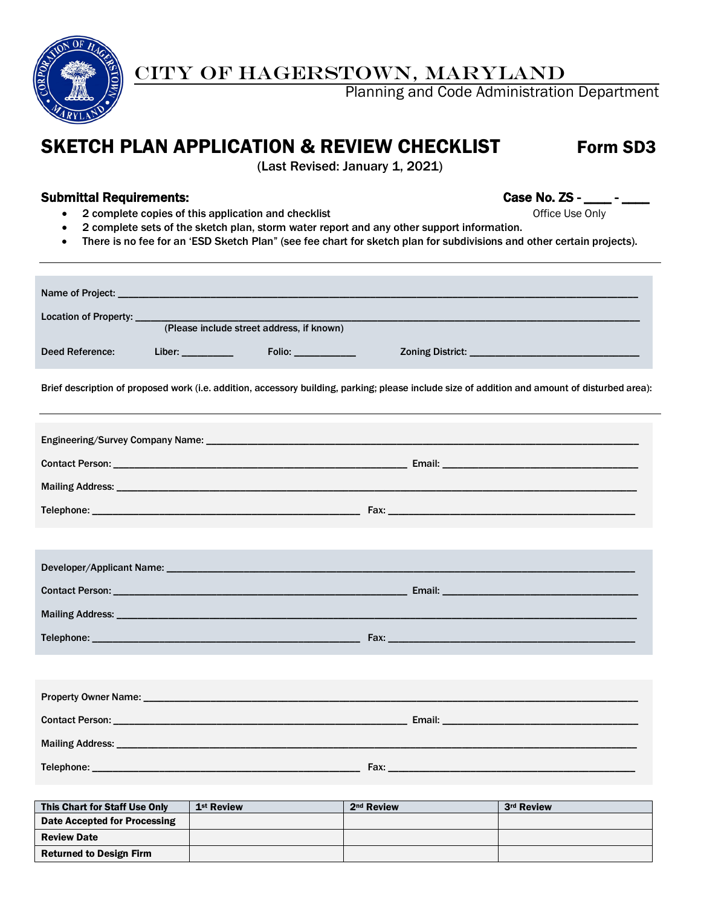# CITY OF HAGERSTOWN, MARYLAND

Planning and Code Administration Department

## SKETCH PLAN APPLICATION & REVIEW CHECKLIST — Form SD3

(Last Revised: January 1, 2021)

**Submittal Requirements:**

**Case No. ZS - ____ - ____**
Office Use Only

- 2 complete copies of this application and checklist
- 2 complete sets of the sketch plan, storm water report and any other support information.
- There is no fee for an 'ESD Sketch Plan" (see fee chart for sketch plan for subdivisions and other certain projects).

---

Name of Project: ______________________________________________

Location of Property: ______________________________________________
(Please include street address, if known)

Deed Reference: Liber: __________ Folio: ____________ Zoning District: ________________________

Brief description of proposed work (i.e. addition, accessory building, parking; please include size of addition and amount of disturbed area):

---

Engineering/Survey Company Name: ______________________________________________

Contact Person: ______________________________ Email: ______________________________

Mailing Address: ______________________________________________

Telephone: ______________________________ Fax: ______________________________

Developer/Applicant Name: ______________________________________________

Contact Person: ______________________________ Email: ______________________________

Mailing Address: ______________________________________________

Telephone: ______________________________ Fax: ______________________________

Property Owner Name: ______________________________________________

Contact Person: ______________________________ Email: ______________________________

Mailing Address: ______________________________________________

Telephone: ______________________________ Fax: ______________________________

| This Chart for Staff Use Only | 1st Review | 2nd Review | 3rd Review |
|---|---|---|---|
| Date Accepted for Processing | | | |
| Review Date | | | |
| Returned to Design Firm | | | |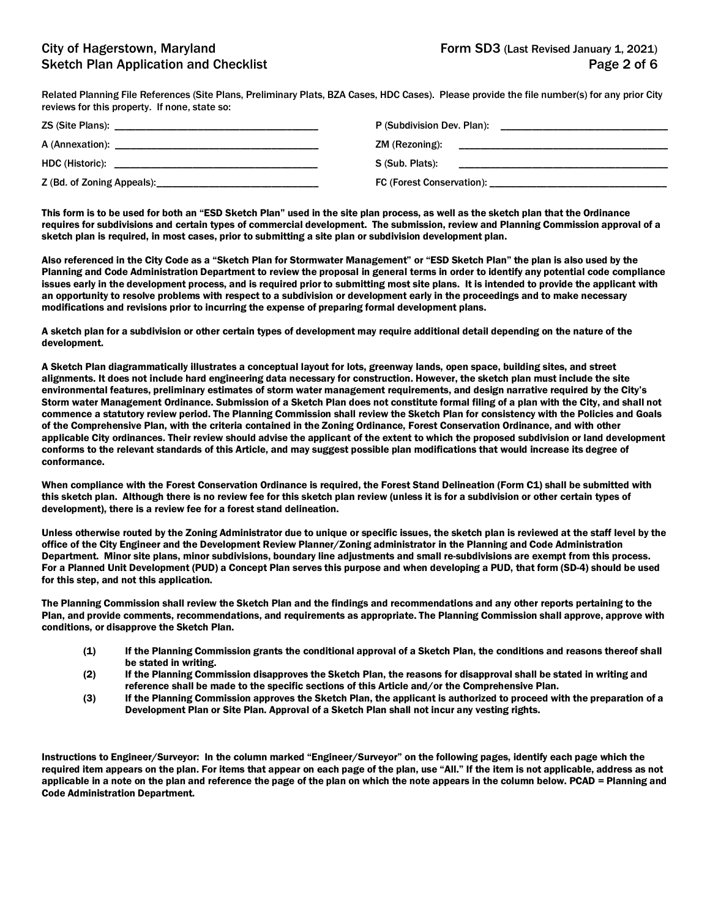Related Planning File References (Site Plans, Preliminary Plats, BZA Cases, HDC Cases). Please provide the file number(s) for any prior City reviews for this property. If none, state so:

ZS (Site Plans): ______________________________________ P (Subdivision Dev. Plan): ______________________________

A (Annexation): ______________________________________ ZM (Rezoning): ______________________________________

HDC (Historic): ______________________________________ S (Sub. Plats): ______________________________________

Z (Bd. of Zoning Appeals):______________________________ FC (Forest Conservation): _________________________________

**This form is to be used for both an "ESD Sketch Plan" used in the site plan process, as well as the sketch plan that the Ordinance requires for subdivisions and certain types of commercial development. The submission, review and Planning Commission approval of a sketch plan is required, in most cases, prior to submitting a site plan or subdivision development plan.**

**Also referenced in the City Code as a "Sketch Plan for Stormwater Management" or "ESD Sketch Plan" the plan is also used by the Planning and Code Administration Department to review the proposal in general terms in order to identify any potential code compliance issues early in the development process, and is required prior to submitting most site plans. It is intended to provide the applicant with an opportunity to resolve problems with respect to a subdivision or development early in the proceedings and to make necessary modifications and revisions prior to incurring the expense of preparing formal development plans.**

**A sketch plan for a subdivision or other certain types of development may require additional detail depending on the nature of the development.**

**A Sketch Plan diagrammatically illustrates a conceptual layout for lots, greenway lands, open space, building sites, and street alignments. It does not include hard engineering data necessary for construction. However, the sketch plan must include the site environmental features, preliminary estimates of storm water management requirements, and design narrative required by the City's Storm water Management Ordinance. Submission of a Sketch Plan does not constitute formal filing of a plan with the City, and shall not commence a statutory review period. The Planning Commission shall review the Sketch Plan for consistency with the Policies and Goals of the Comprehensive Plan, with the criteria contained in the Zoning Ordinance, Forest Conservation Ordinance, and with other applicable City ordinances. Their review should advise the applicant of the extent to which the proposed subdivision or land development conforms to the relevant standards of this Article, and may suggest possible plan modifications that would increase its degree of conformance.**

**When compliance with the Forest Conservation Ordinance is required, the Forest Stand Delineation (Form C1) shall be submitted with this sketch plan. Although there is no review fee for this sketch plan review (unless it is for a subdivision or other certain types of development), there is a review fee for a forest stand delineation.**

**Unless otherwise routed by the Zoning Administrator due to unique or specific issues, the sketch plan is reviewed at the staff level by the office of the City Engineer and the Development Review Planner/Zoning administrator in the Planning and Code Administration Department. Minor site plans, minor subdivisions, boundary line adjustments and small re-subdivisions are exempt from this process. For a Planned Unit Development (PUD) a Concept Plan serves this purpose and when developing a PUD, that form (SD-4) should be used for this step, and not this application.**

**The Planning Commission shall review the Sketch Plan and the findings and recommendations and any other reports pertaining to the Plan, and provide comments, recommendations, and requirements as appropriate. The Planning Commission shall approve, approve with conditions, or disapprove the Sketch Plan.**

- **(1) If the Planning Commission grants the conditional approval of a Sketch Plan, the conditions and reasons thereof shall be stated in writing.**
- **(2) If the Planning Commission disapproves the Sketch Plan, the reasons for disapproval shall be stated in writing and reference shall be made to the specific sections of this Article and/or the Comprehensive Plan.**
- **(3) If the Planning Commission approves the Sketch Plan, the applicant is authorized to proceed with the preparation of a Development Plan or Site Plan. Approval of a Sketch Plan shall not incur any vesting rights.**

**Instructions to Engineer/Surveyor: In the column marked "Engineer/Surveyor" on the following pages, identify each page which the required item appears on the plan. For items that appear on each page of the plan, use "All." If the item is not applicable, address as not applicable in a note on the plan and reference the page of the plan on which the note appears in the column below. PCAD = Planning and Code Administration Department.**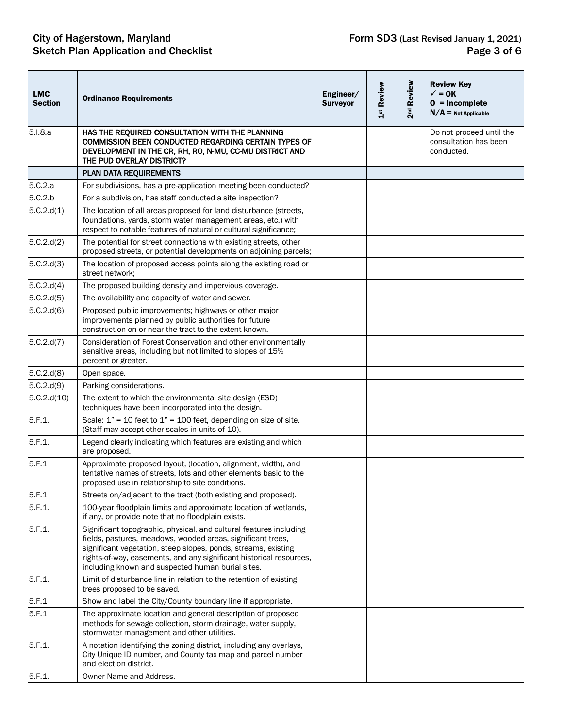| LMC Section | Ordinance Requirements | Engineer/ Surveyor | 1st Review | 2nd Review | Review Key ✓ = OK O = Incomplete N/A = Not Applicable |
|---|---|---|---|---|---|
| 5.I.8.a | HAS THE REQUIRED CONSULTATION WITH THE PLANNING COMMISSION BEEN CONDUCTED REGARDING CERTAIN TYPES OF DEVELOPMENT IN THE CR, RH, RO, N-MU, CC-MU DISTRICT AND THE PUD OVERLAY DISTRICT? | | | | Do not proceed until the consultation has been conducted. |
| | PLAN DATA REQUIREMENTS | | | | |
| 5.C.2.a | For subdivisions, has a pre-application meeting been conducted? | | | | |
| 5.C.2.b | For a subdivision, has staff conducted a site inspection? | | | | |
| 5.C.2.d(1) | The location of all areas proposed for land disturbance (streets, foundations, yards, storm water management areas, etc.) with respect to notable features of natural or cultural significance; | | | | |
| 5.C.2.d(2) | The potential for street connections with existing streets, other proposed streets, or potential developments on adjoining parcels; | | | | |
| 5.C.2.d(3) | The location of proposed access points along the existing road or street network; | | | | |
| 5.C.2.d(4) | The proposed building density and impervious coverage. | | | | |
| 5.C.2.d(5) | The availability and capacity of water and sewer. | | | | |
| 5.C.2.d(6) | Proposed public improvements; highways or other major improvements planned by public authorities for future construction on or near the tract to the extent known. | | | | |
| 5.C.2.d(7) | Consideration of Forest Conservation and other environmentally sensitive areas, including but not limited to slopes of 15% percent or greater. | | | | |
| 5.C.2.d(8) | Open space. | | | | |
| 5.C.2.d(9) | Parking considerations. | | | | |
| 5.C.2.d(10) | The extent to which the environmental site design (ESD) techniques have been incorporated into the design. | | | | |
| 5.F.1. | Scale: 1" = 10 feet to 1" = 100 feet, depending on size of site. (Staff may accept other scales in units of 10). | | | | |
| 5.F.1. | Legend clearly indicating which features are existing and which are proposed. | | | | |
| 5.F.1 | Approximate proposed layout, (location, alignment, width), and tentative names of streets, lots and other elements basic to the proposed use in relationship to site conditions. | | | | |
| 5.F.1 | Streets on/adjacent to the tract (both existing and proposed). | | | | |
| 5.F.1. | 100-year floodplain limits and approximate location of wetlands, if any, or provide note that no floodplain exists. | | | | |
| 5.F.1. | Significant topographic, physical, and cultural features including fields, pastures, meadows, wooded areas, significant trees, significant vegetation, steep slopes, ponds, streams, existing rights-of-way, easements, and any significant historical resources, including known and suspected human burial sites. | | | | |
| 5.F.1. | Limit of disturbance line in relation to the retention of existing trees proposed to be saved. | | | | |
| 5.F.1 | Show and label the City/County boundary line if appropriate. | | | | |
| 5.F.1 | The approximate location and general description of proposed methods for sewage collection, storm drainage, water supply, stormwater management and other utilities. | | | | |
| 5.F.1. | A notation identifying the zoning district, including any overlays, City Unique ID number, and County tax map and parcel number and election district. | | | | |
| 5.F.1. | Owner Name and Address. | | | | |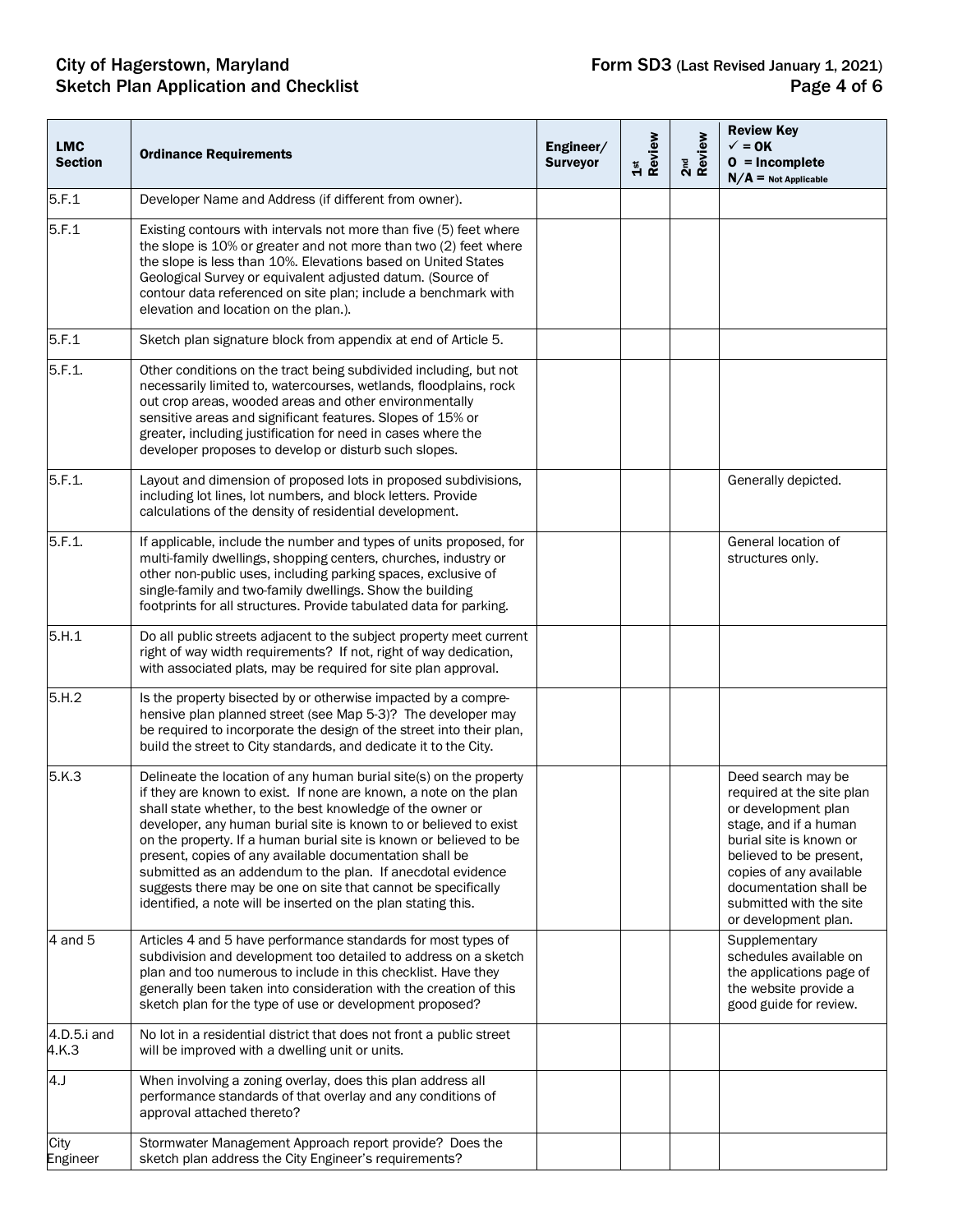| LMC Section | Ordinance Requirements | Engineer/ Surveyor | 1st Review | 2nd Review | Review Key ✓ = OK O = Incomplete N/A = Not Applicable |
|---|---|---|---|---|---|
| 5.F.1 | Developer Name and Address (if different from owner). | | | | |
| 5.F.1 | Existing contours with intervals not more than five (5) feet where the slope is 10% or greater and not more than two (2) feet where the slope is less than 10%. Elevations based on United States Geological Survey or equivalent adjusted datum. (Source of contour data referenced on site plan; include a benchmark with elevation and location on the plan.). | | | | |
| 5.F.1 | Sketch plan signature block from appendix at end of Article 5. | | | | |
| 5.F.1. | Other conditions on the tract being subdivided including, but not necessarily limited to, watercourses, wetlands, floodplains, rock out crop areas, wooded areas and other environmentally sensitive areas and significant features. Slopes of 15% or greater, including justification for need in cases where the developer proposes to develop or disturb such slopes. | | | | |
| 5.F.1. | Layout and dimension of proposed lots in proposed subdivisions, including lot lines, lot numbers, and block letters. Provide calculations of the density of residential development. | | | | Generally depicted. |
| 5.F.1. | If applicable, include the number and types of units proposed, for multi-family dwellings, shopping centers, churches, industry or other non-public uses, including parking spaces, exclusive of single-family and two-family dwellings. Show the building footprints for all structures. Provide tabulated data for parking. | | | | General location of structures only. |
| 5.H.1 | Do all public streets adjacent to the subject property meet current right of way width requirements? If not, right of way dedication, with associated plats, may be required for site plan approval. | | | | |
| 5.H.2 | Is the property bisected by or otherwise impacted by a comprehensive plan planned street (see Map 5-3)? The developer may be required to incorporate the design of the street into their plan, build the street to City standards, and dedicate it to the City. | | | | |
| 5.K.3 | Delineate the location of any human burial site(s) on the property if they are known to exist. If none are known, a note on the plan shall state whether, to the best knowledge of the owner or developer, any human burial site is known to or believed to exist on the property. If a human burial site is known or believed to be present, copies of any available documentation shall be submitted as an addendum to the plan. If anecdotal evidence suggests there may be one on site that cannot be specifically identified, a note will be inserted on the plan stating this. | | | | Deed search may be required at the site plan or development plan stage, and if a human burial site is known or believed to be present, copies of any available documentation shall be submitted with the site or development plan. |
| 4 and 5 | Articles 4 and 5 have performance standards for most types of subdivision and development too detailed to address on a sketch plan and too numerous to include in this checklist. Have they generally been taken into consideration with the creation of this sketch plan for the type of use or development proposed? | | | | Supplementary schedules available on the applications page of the website provide a good guide for review. |
| 4.D.5.i and 4.K.3 | No lot in a residential district that does not front a public street will be improved with a dwelling unit or units. | | | | |
| 4.J | When involving a zoning overlay, does this plan address all performance standards of that overlay and any conditions of approval attached thereto? | | | | |
| City Engineer | Stormwater Management Approach report provide? Does the sketch plan address the City Engineer's requirements? | | | | |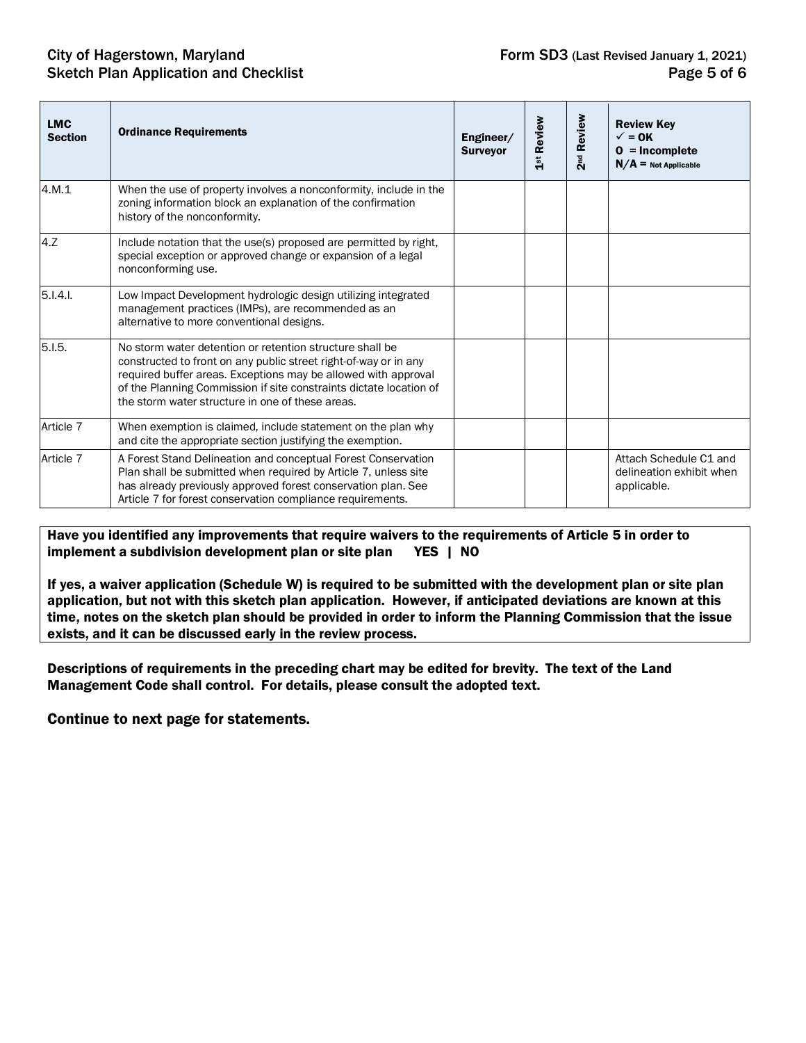| LMC Section | Ordinance Requirements | Engineer/ Surveyor | 1st Review | 2nd Review | Review Key ✓ = OK O = Incomplete N/A = Not Applicable |
|---|---|---|---|---|---|
| 4.M.1 | When the use of property involves a nonconformity, include in the zoning information block an explanation of the confirmation history of the nonconformity. | | | | |
| 4.Z | Include notation that the use(s) proposed are permitted by right, special exception or approved change or expansion of a legal nonconforming use. | | | | |
| 5.I.4.l. | Low Impact Development hydrologic design utilizing integrated management practices (IMPs), are recommended as an alternative to more conventional designs. | | | | |
| 5.I.5. | No storm water detention or retention structure shall be constructed to front on any public street right-of-way or in any required buffer areas. Exceptions may be allowed with approval of the Planning Commission if site constraints dictate location of the storm water structure in one of these areas. | | | | |
| Article 7 | When exemption is claimed, include statement on the plan why and cite the appropriate section justifying the exemption. | | | | |
| Article 7 | A Forest Stand Delineation and conceptual Forest Conservation Plan shall be submitted when required by Article 7, unless site has already previously approved forest conservation plan. See Article 7 for forest conservation compliance requirements. | | | | Attach Schedule C1 and delineation exhibit when applicable. |

**Have you identified any improvements that require waivers to the requirements of Article 5 in order to implement a subdivision development plan or site plan YES | NO**

**If yes, a waiver application (Schedule W) is required to be submitted with the development plan or site plan application, but not with this sketch plan application. However, if anticipated deviations are known at this time, notes on the sketch plan should be provided in order to inform the Planning Commission that the issue exists, and it can be discussed early in the review process.**

**Descriptions of requirements in the preceding chart may be edited for brevity. The text of the Land Management Code shall control. For details, please consult the adopted text.**

**Continue to next page for statements.**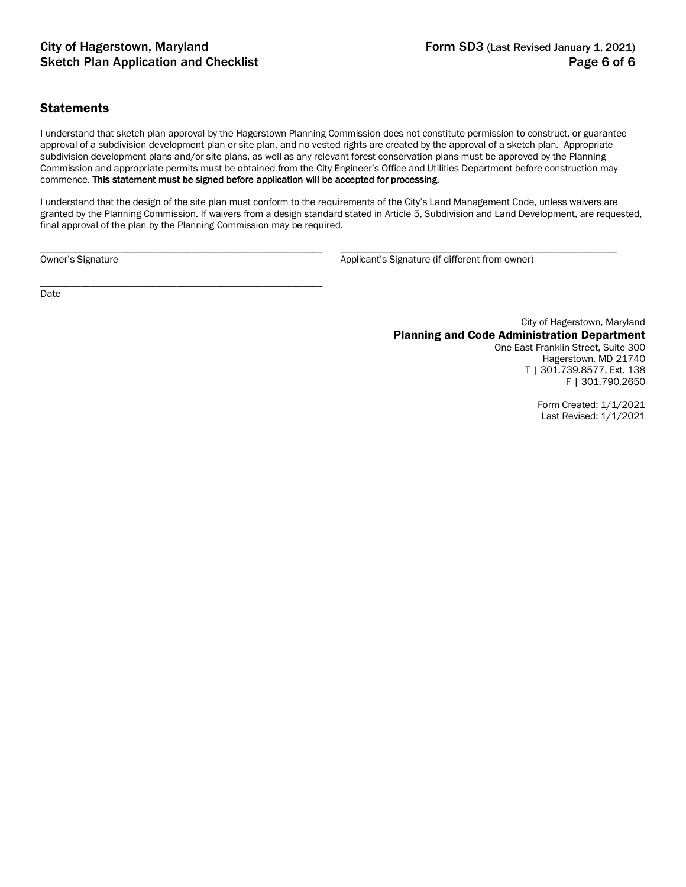## Statements

I understand that sketch plan approval by the Hagerstown Planning Commission does not constitute permission to construct, or guarantee approval of a subdivision development plan or site plan, and no vested rights are created by the approval of a sketch plan. Appropriate subdivision development plans and/or site plans, as well as any relevant forest conservation plans must be approved by the Planning Commission and appropriate permits must be obtained from the City Engineer's Office and Utilities Department before construction may commence. **This statement must be signed before application will be accepted for processing.**

I understand that the design of the site plan must conform to the requirements of the City's Land Management Code, unless waivers are granted by the Planning Commission. If waivers from a design standard stated in Article 5, Subdivision and Land Development, are requested, final approval of the plan by the Planning Commission may be required.

\_\_\_\_\_\_\_\_\_\_\_\_\_\_\_\_\_\_\_\_\_\_\_\_\_\_\_\_\_\_\_\_\_\_\_\_\_\_\_\_\_\_\_\_
Owner's Signature

\_\_\_\_\_\_\_\_\_\_\_\_\_\_\_\_\_\_\_\_\_\_\_\_\_\_\_\_\_\_\_\_\_\_\_\_\_\_\_\_\_\_\_\_
Applicant's Signature (if different from owner)

\_\_\_\_\_\_\_\_\_\_\_\_\_\_\_\_\_\_\_\_\_\_\_\_\_\_\_\_\_\_\_\_\_\_\_\_\_\_\_\_\_\_\_\_
Date

---

City of Hagerstown, Maryland
**Planning and Code Administration Department**
One East Franklin Street, Suite 300
Hagerstown, MD 21740
T | 301.739.8577, Ext. 138
F | 301.790.2650

Form Created: 1/1/2021
Last Revised: 1/1/2021